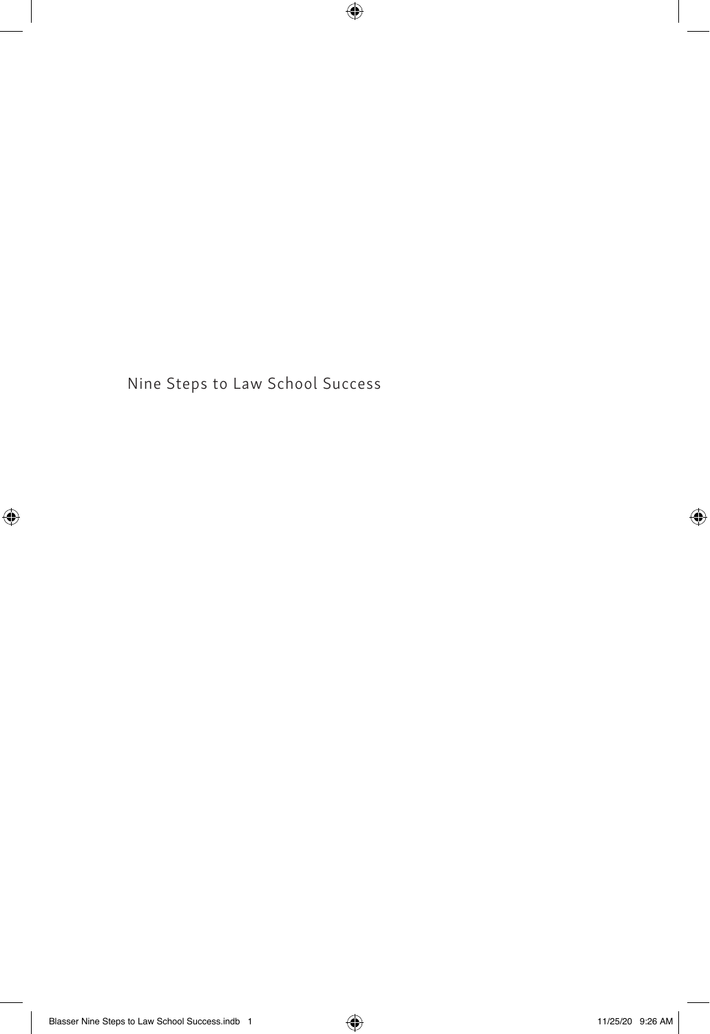Nine Steps to Law School Success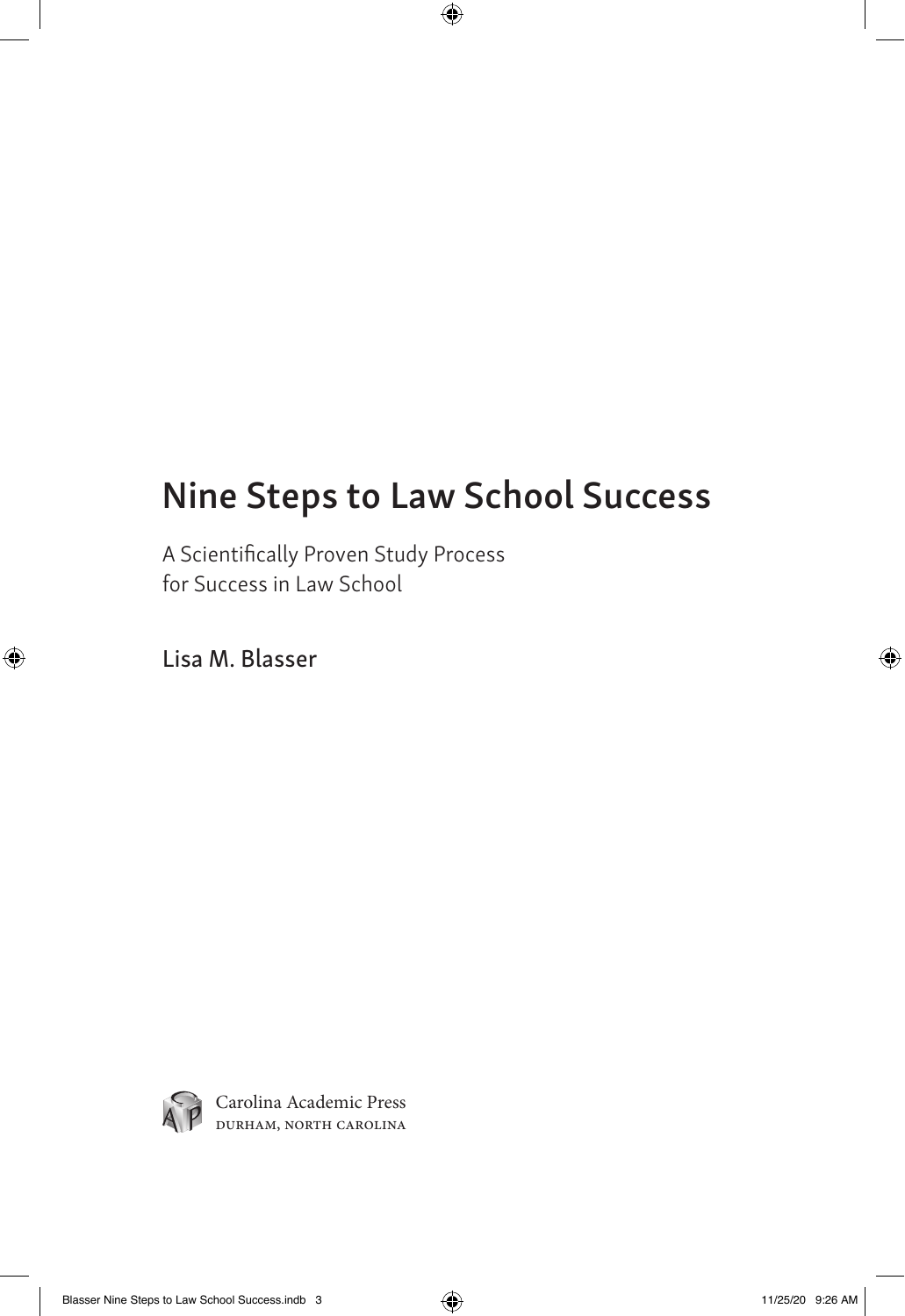# Nine Steps to Law School Success

A Scientifically Proven Study Process
for Success in Law School

Lisa M. Blasser

Carolina Academic Press
DURHAM, NORTH CAROLINA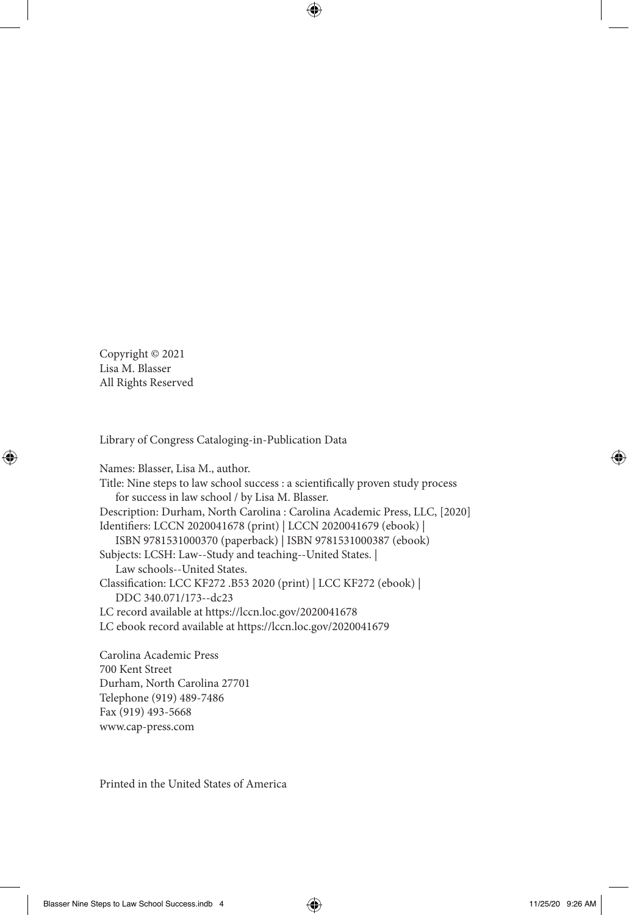Copyright © 2021
Lisa M. Blasser
All Rights Reserved

Library of Congress Cataloging-in-Publication Data

Names: Blasser, Lisa M., author.
Title: Nine steps to law school success : a scientifically proven study process for success in law school / by Lisa M. Blasser.
Description: Durham, North Carolina : Carolina Academic Press, LLC, [2020]
Identifiers: LCCN 2020041678 (print) | LCCN 2020041679 (ebook) | ISBN 9781531000370 (paperback) | ISBN 9781531000387 (ebook)
Subjects: LCSH: Law--Study and teaching--United States. | Law schools--United States.
Classification: LCC KF272 .B53 2020 (print) | LCC KF272 (ebook) | DDC 340.071/173--dc23
LC record available at https://lccn.loc.gov/2020041678
LC ebook record available at https://lccn.loc.gov/2020041679

Carolina Academic Press
700 Kent Street
Durham, North Carolina 27701
Telephone (919) 489-7486
Fax (919) 493-5668
www.cap-press.com

Printed in the United States of America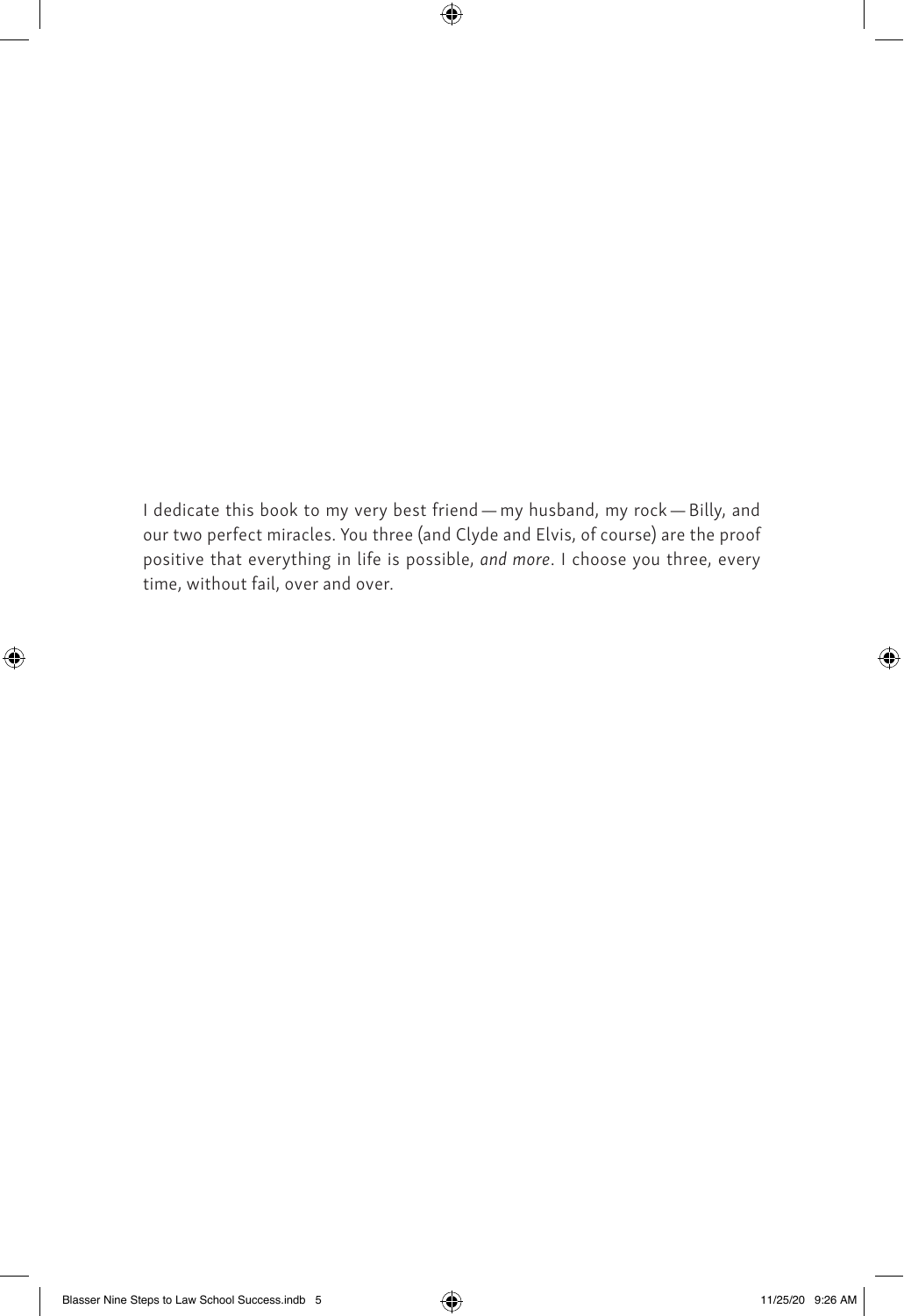I dedicate this book to my very best friend — my husband, my rock — Billy, and our two perfect miracles. You three (and Clyde and Elvis, of course) are the proof positive that everything in life is possible, *and more*. I choose you three, every time, without fail, over and over.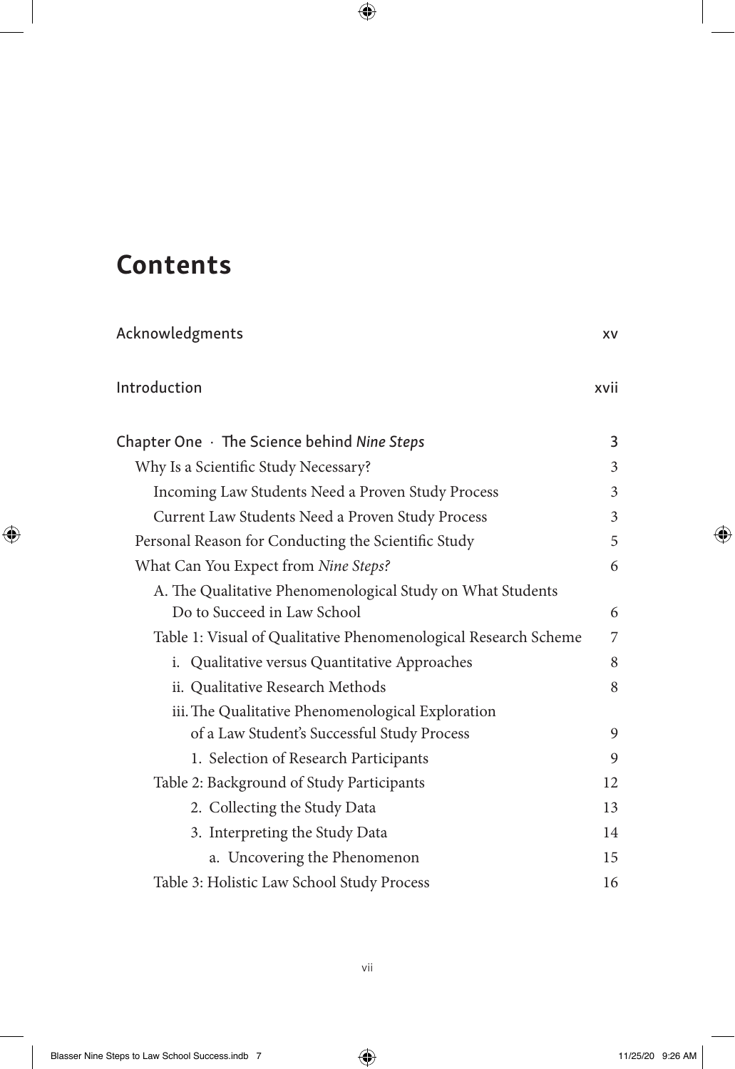# Contents

| | |
|---|---|
| Acknowledgments | xv |
| Introduction | xvii |
| Chapter One · The Science behind *Nine Steps* | 3 |
| Why Is a Scientific Study Necessary? | 3 |
| Incoming Law Students Need a Proven Study Process | 3 |
| Current Law Students Need a Proven Study Process | 3 |
| Personal Reason for Conducting the Scientific Study | 5 |
| What Can You Expect from *Nine Steps?* | 6 |
| A. The Qualitative Phenomenological Study on What Students Do to Succeed in Law School | 6 |
| Table 1: Visual of Qualitative Phenomenological Research Scheme | 7 |
| i. Qualitative versus Quantitative Approaches | 8 |
| ii. Qualitative Research Methods | 8 |
| iii. The Qualitative Phenomenological Exploration of a Law Student's Successful Study Process | 9 |
| 1. Selection of Research Participants | 9 |
| Table 2: Background of Study Participants | 12 |
| 2. Collecting the Study Data | 13 |
| 3. Interpreting the Study Data | 14 |
| a. Uncovering the Phenomenon | 15 |
| Table 3: Holistic Law School Study Process | 16 |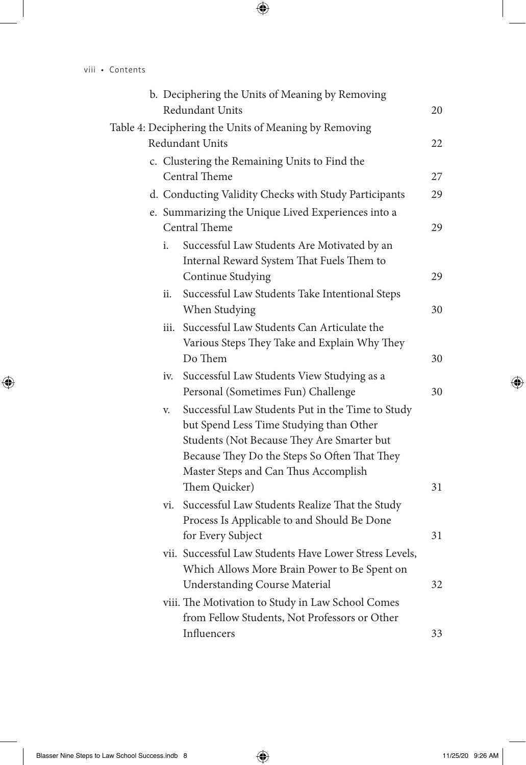- b. Deciphering the Units of Meaning by Removing Redundant Units 20

Table 4: Deciphering the Units of Meaning by Removing Redundant Units 22

- c. Clustering the Remaining Units to Find the Central Theme 27
- d. Conducting Validity Checks with Study Participants 29
- e. Summarizing the Unique Lived Experiences into a Central Theme 29
    - i. Successful Law Students Are Motivated by an Internal Reward System That Fuels Them to Continue Studying 29
    - ii. Successful Law Students Take Intentional Steps When Studying 30
    - iii. Successful Law Students Can Articulate the Various Steps They Take and Explain Why They Do Them 30
    - iv. Successful Law Students View Studying as a Personal (Sometimes Fun) Challenge 30
    - v. Successful Law Students Put in the Time to Study but Spend Less Time Studying than Other Students (Not Because They Are Smarter but Because They Do the Steps So Often That They Master Steps and Can Thus Accomplish Them Quicker) 31
    - vi. Successful Law Students Realize That the Study Process Is Applicable to and Should Be Done for Every Subject 31
    - vii. Successful Law Students Have Lower Stress Levels, Which Allows More Brain Power to Be Spent on Understanding Course Material 32
    - viii. The Motivation to Study in Law School Comes from Fellow Students, Not Professors or Other Influencers 33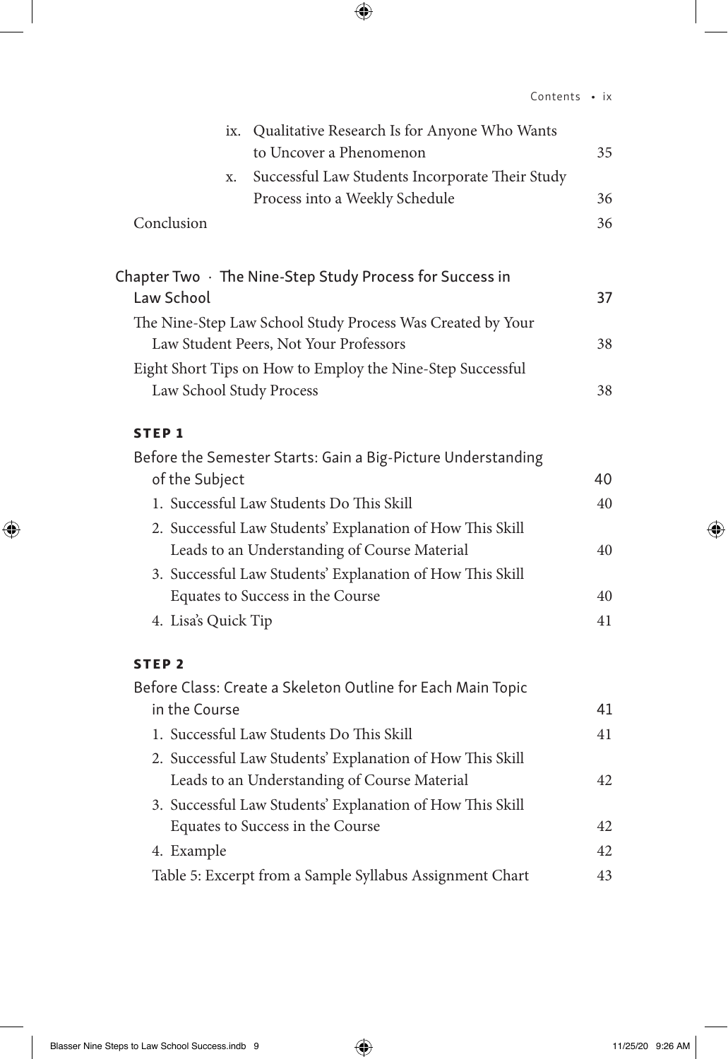ix. Qualitative Research Is for Anyone Who Wants to Uncover a Phenomenon 35

x. Successful Law Students Incorporate Their Study Process into a Weekly Schedule 36

Conclusion 36

Chapter Two · The Nine-Step Study Process for Success in Law School 37

The Nine-Step Law School Study Process Was Created by Your Law Student Peers, Not Your Professors 38

Eight Short Tips on How to Employ the Nine-Step Successful Law School Study Process 38

**STEP 1**

Before the Semester Starts: Gain a Big-Picture Understanding of the Subject 40

1. Successful Law Students Do This Skill 40
2. Successful Law Students' Explanation of How This Skill Leads to an Understanding of Course Material 40
3. Successful Law Students' Explanation of How This Skill Equates to Success in the Course 40
4. Lisa's Quick Tip 41

**STEP 2**

Before Class: Create a Skeleton Outline for Each Main Topic in the Course 41

1. Successful Law Students Do This Skill 41
2. Successful Law Students' Explanation of How This Skill Leads to an Understanding of Course Material 42
3. Successful Law Students' Explanation of How This Skill Equates to Success in the Course 42
4. Example 42

Table 5: Excerpt from a Sample Syllabus Assignment Chart 43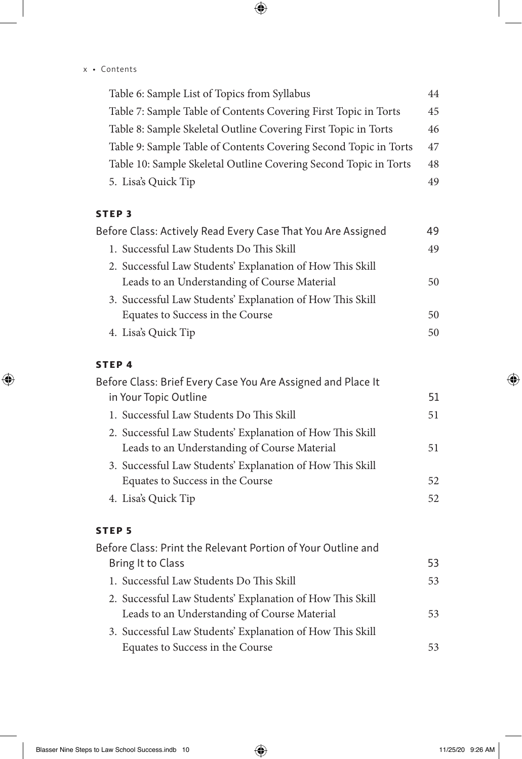Table 6: Sample List of Topics from Syllabus 44
Table 7: Sample Table of Contents Covering First Topic in Torts 45
Table 8: Sample Skeletal Outline Covering First Topic in Torts 46
Table 9: Sample Table of Contents Covering Second Topic in Torts 47
Table 10: Sample Skeletal Outline Covering Second Topic in Torts 48
5. Lisa's Quick Tip 49

**STEP 3**

Before Class: Actively Read Every Case That You Are Assigned 49

1. Successful Law Students Do This Skill 49
2. Successful Law Students' Explanation of How This Skill Leads to an Understanding of Course Material 50
3. Successful Law Students' Explanation of How This Skill Equates to Success in the Course 50
4. Lisa's Quick Tip 50

**STEP 4**

Before Class: Brief Every Case You Are Assigned and Place It in Your Topic Outline 51

1. Successful Law Students Do This Skill 51
2. Successful Law Students' Explanation of How This Skill Leads to an Understanding of Course Material 51
3. Successful Law Students' Explanation of How This Skill Equates to Success in the Course 52
4. Lisa's Quick Tip 52

**STEP 5**

Before Class: Print the Relevant Portion of Your Outline and Bring It to Class 53

1. Successful Law Students Do This Skill 53
2. Successful Law Students' Explanation of How This Skill Leads to an Understanding of Course Material 53
3. Successful Law Students' Explanation of How This Skill Equates to Success in the Course 53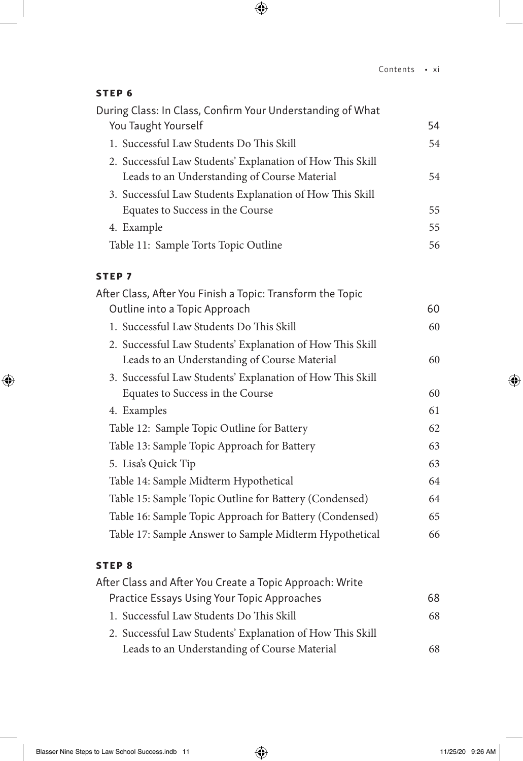**STEP 6**

During Class: In Class, Confirm Your Understanding of What You Taught Yourself — 54

1. Successful Law Students Do This Skill — 54
2. Successful Law Students' Explanation of How This Skill Leads to an Understanding of Course Material — 54
3. Successful Law Students Explanation of How This Skill Equates to Success in the Course — 55
4. Example — 55

Table 11: Sample Torts Topic Outline — 56

**STEP 7**

After Class, After You Finish a Topic: Transform the Topic Outline into a Topic Approach — 60

1. Successful Law Students Do This Skill — 60
2. Successful Law Students' Explanation of How This Skill Leads to an Understanding of Course Material — 60
3. Successful Law Students' Explanation of How This Skill Equates to Success in the Course — 60
4. Examples — 61

Table 12: Sample Topic Outline for Battery — 62

Table 13: Sample Topic Approach for Battery — 63

5. Lisa's Quick Tip — 63

Table 14: Sample Midterm Hypothetical — 64

Table 15: Sample Topic Outline for Battery (Condensed) — 64

Table 16: Sample Topic Approach for Battery (Condensed) — 65

Table 17: Sample Answer to Sample Midterm Hypothetical — 66

**STEP 8**

After Class and After You Create a Topic Approach: Write Practice Essays Using Your Topic Approaches — 68

1. Successful Law Students Do This Skill — 68
2. Successful Law Students' Explanation of How This Skill Leads to an Understanding of Course Material — 68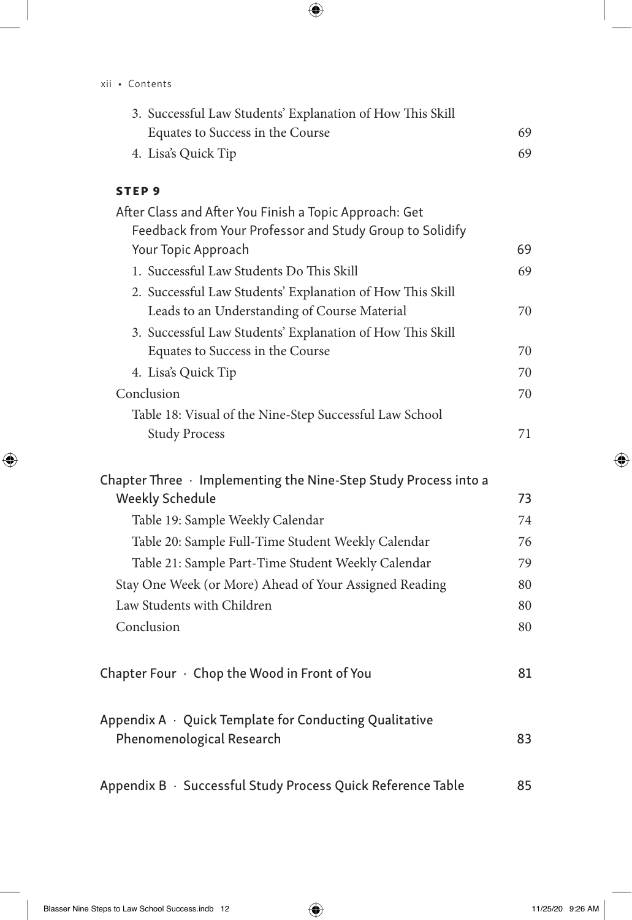3. Successful Law Students' Explanation of How This Skill Equates to Success in the Course 69
4. Lisa's Quick Tip 69

**STEP 9**

After Class and After You Finish a Topic Approach: Get Feedback from Your Professor and Study Group to Solidify Your Topic Approach 69

1. Successful Law Students Do This Skill 69
2. Successful Law Students' Explanation of How This Skill Leads to an Understanding of Course Material 70
3. Successful Law Students' Explanation of How This Skill Equates to Success in the Course 70
4. Lisa's Quick Tip 70

Conclusion 70

Table 18: Visual of the Nine-Step Successful Law School Study Process 71

Chapter Three · Implementing the Nine-Step Study Process into a Weekly Schedule 73

Table 19: Sample Weekly Calendar 74

Table 20: Sample Full-Time Student Weekly Calendar 76

Table 21: Sample Part-Time Student Weekly Calendar 79

Stay One Week (or More) Ahead of Your Assigned Reading 80

Law Students with Children 80

Conclusion 80

Chapter Four · Chop the Wood in Front of You 81

Appendix A · Quick Template for Conducting Qualitative Phenomenological Research 83

Appendix B · Successful Study Process Quick Reference Table 85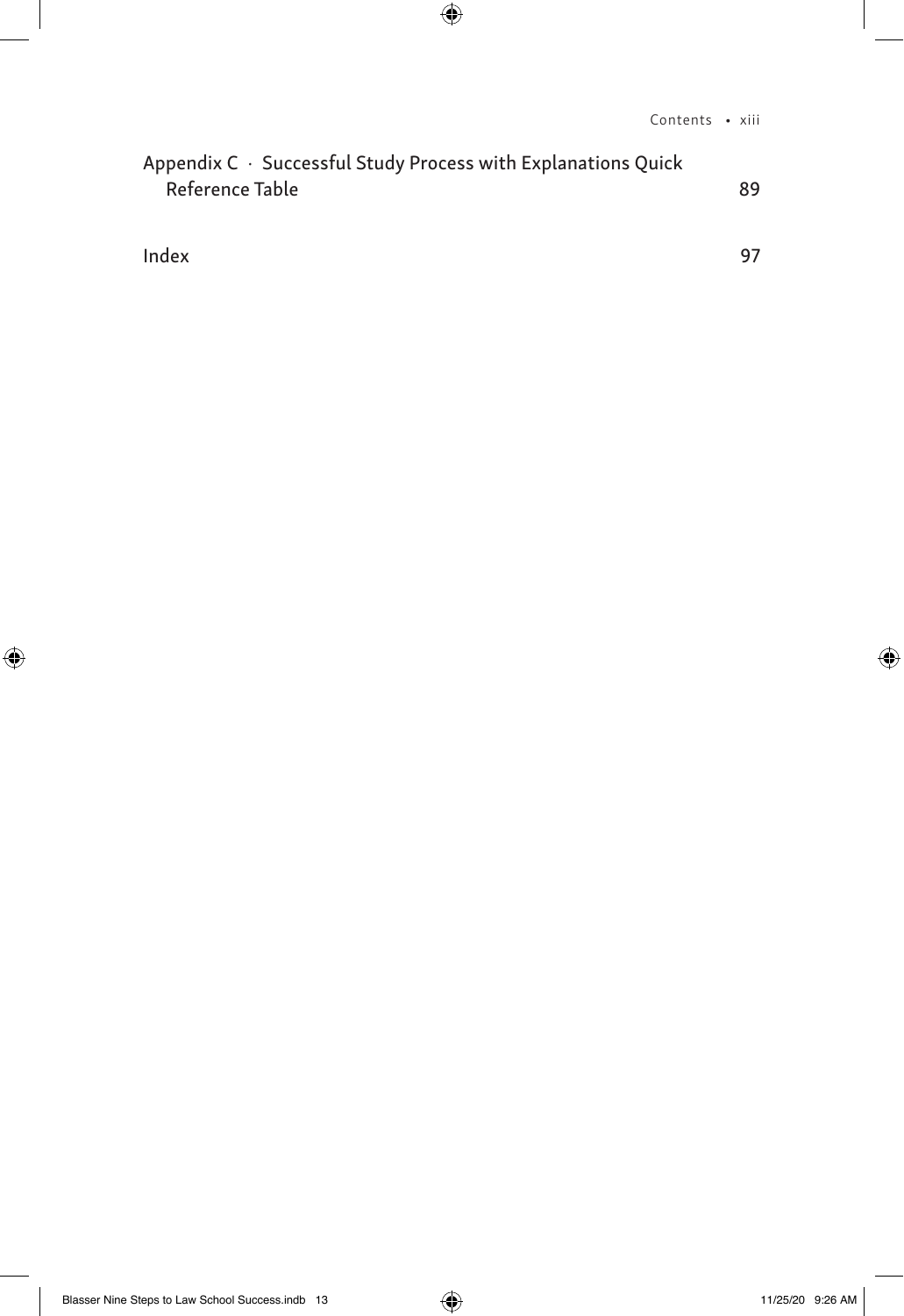Appendix C · Successful Study Process with Explanations Quick Reference Table 89

Index 97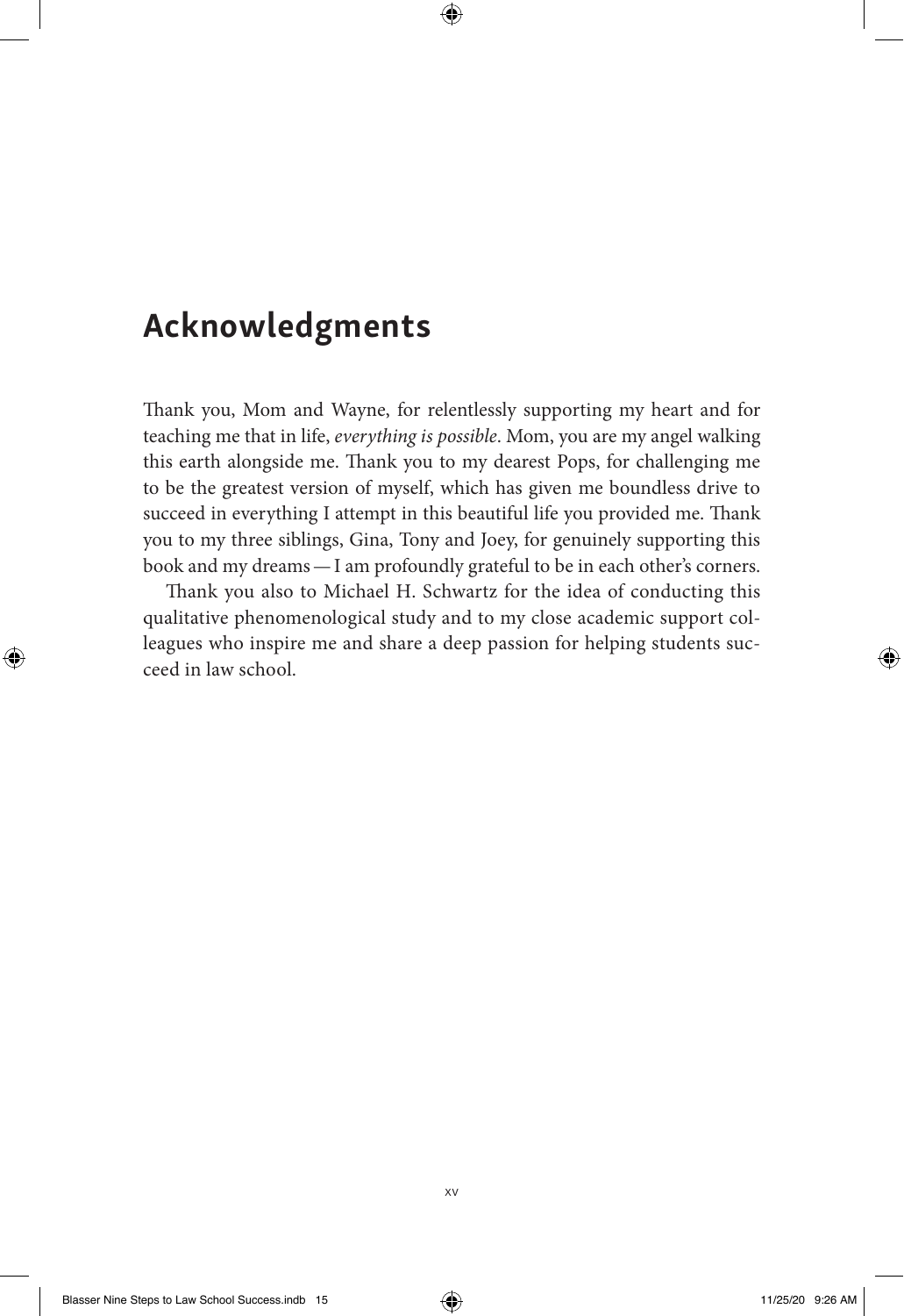# Acknowledgments

Thank you, Mom and Wayne, for relentlessly supporting my heart and for teaching me that in life, *everything is possible*. Mom, you are my angel walking this earth alongside me. Thank you to my dearest Pops, for challenging me to be the greatest version of myself, which has given me boundless drive to succeed in everything I attempt in this beautiful life you provided me. Thank you to my three siblings, Gina, Tony and Joey, for genuinely supporting this book and my dreams — I am profoundly grateful to be in each other's corners.

Thank you also to Michael H. Schwartz for the idea of conducting this qualitative phenomenological study and to my close academic support colleagues who inspire me and share a deep passion for helping students succeed in law school.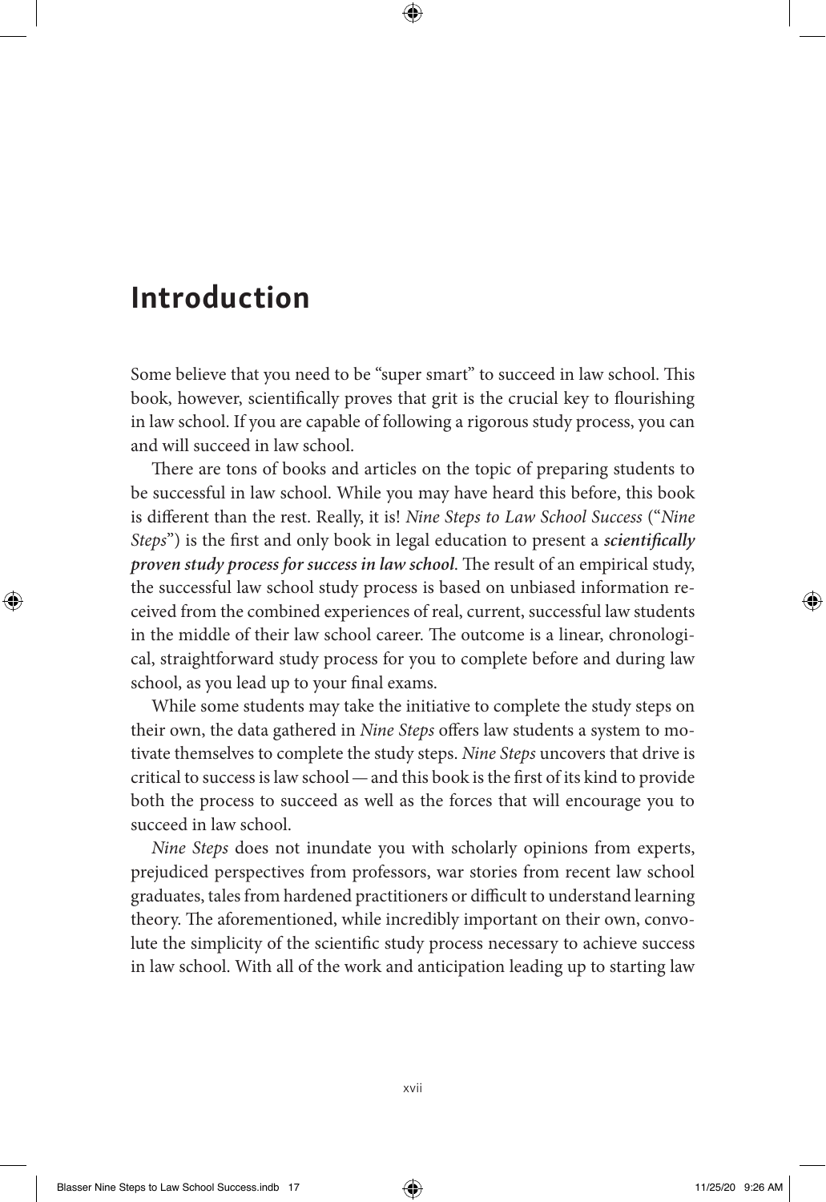# Introduction

Some believe that you need to be "super smart" to succeed in law school. This book, however, scientifically proves that grit is the crucial key to flourishing in law school. If you are capable of following a rigorous study process, you can and will succeed in law school.

There are tons of books and articles on the topic of preparing students to be successful in law school. While you may have heard this before, this book is different than the rest. Really, it is! *Nine Steps to Law School Success* ("*Nine Steps*") is the first and only book in legal education to present a ***scientifically proven study process for success in law school***. The result of an empirical study, the successful law school study process is based on unbiased information received from the combined experiences of real, current, successful law students in the middle of their law school career. The outcome is a linear, chronological, straightforward study process for you to complete before and during law school, as you lead up to your final exams.

While some students may take the initiative to complete the study steps on their own, the data gathered in *Nine Steps* offers law students a system to motivate themselves to complete the study steps. *Nine Steps* uncovers that drive is critical to success is law school—and this book is the first of its kind to provide both the process to succeed as well as the forces that will encourage you to succeed in law school.

*Nine Steps* does not inundate you with scholarly opinions from experts, prejudiced perspectives from professors, war stories from recent law school graduates, tales from hardened practitioners or difficult to understand learning theory. The aforementioned, while incredibly important on their own, convolute the simplicity of the scientific study process necessary to achieve success in law school. With all of the work and anticipation leading up to starting law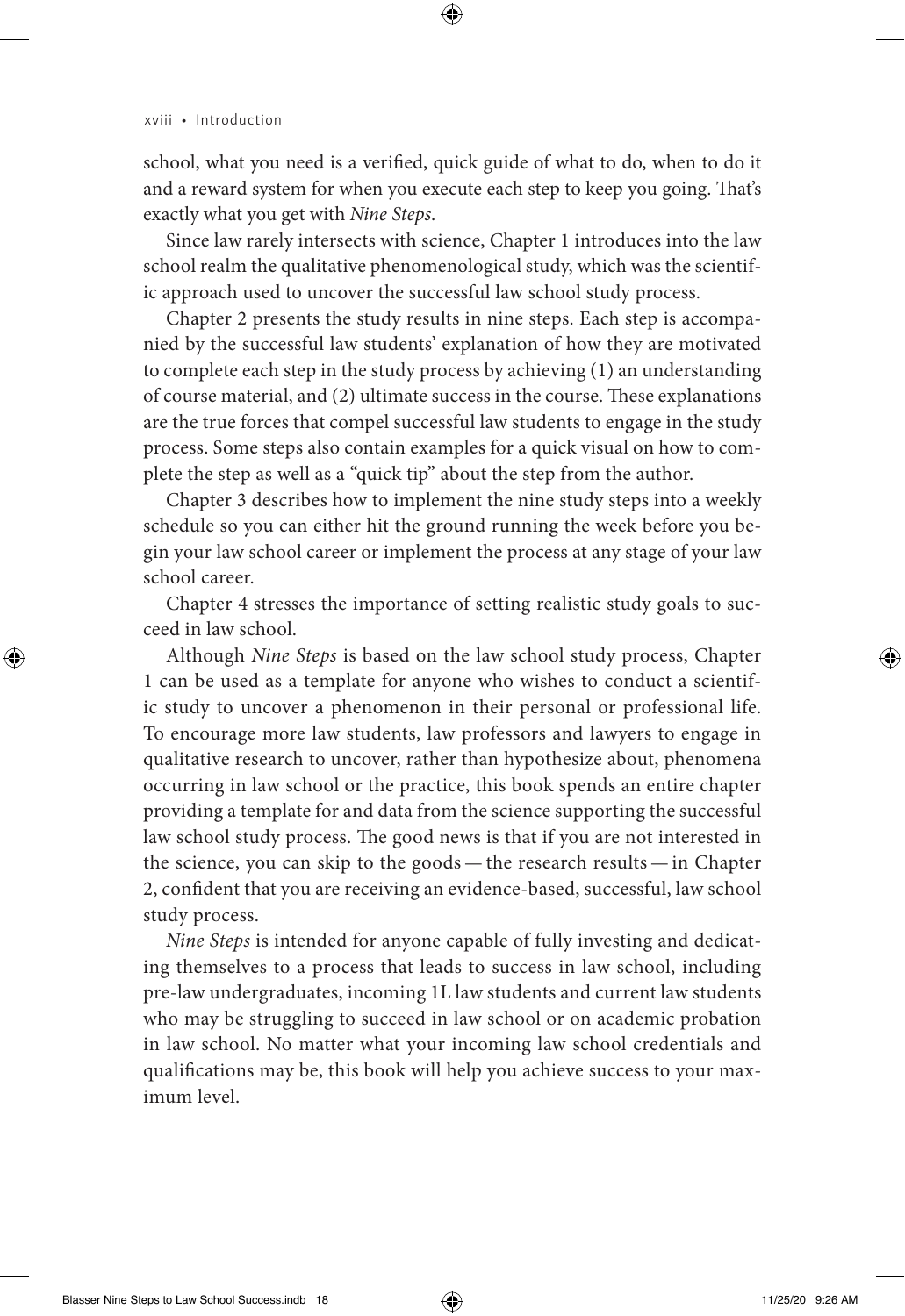school, what you need is a verified, quick guide of what to do, when to do it and a reward system for when you execute each step to keep you going. That's exactly what you get with *Nine Steps*.

Since law rarely intersects with science, Chapter 1 introduces into the law school realm the qualitative phenomenological study, which was the scientific approach used to uncover the successful law school study process.

Chapter 2 presents the study results in nine steps. Each step is accompanied by the successful law students' explanation of how they are motivated to complete each step in the study process by achieving (1) an understanding of course material, and (2) ultimate success in the course. These explanations are the true forces that compel successful law students to engage in the study process. Some steps also contain examples for a quick visual on how to complete the step as well as a "quick tip" about the step from the author.

Chapter 3 describes how to implement the nine study steps into a weekly schedule so you can either hit the ground running the week before you begin your law school career or implement the process at any stage of your law school career.

Chapter 4 stresses the importance of setting realistic study goals to succeed in law school.

Although *Nine Steps* is based on the law school study process, Chapter 1 can be used as a template for anyone who wishes to conduct a scientific study to uncover a phenomenon in their personal or professional life. To encourage more law students, law professors and lawyers to engage in qualitative research to uncover, rather than hypothesize about, phenomena occurring in law school or the practice, this book spends an entire chapter providing a template for and data from the science supporting the successful law school study process. The good news is that if you are not interested in the science, you can skip to the goods — the research results — in Chapter 2, confident that you are receiving an evidence-based, successful, law school study process.

*Nine Steps* is intended for anyone capable of fully investing and dedicating themselves to a process that leads to success in law school, including pre-law undergraduates, incoming 1L law students and current law students who may be struggling to succeed in law school or on academic probation in law school. No matter what your incoming law school credentials and qualifications may be, this book will help you achieve success to your maximum level.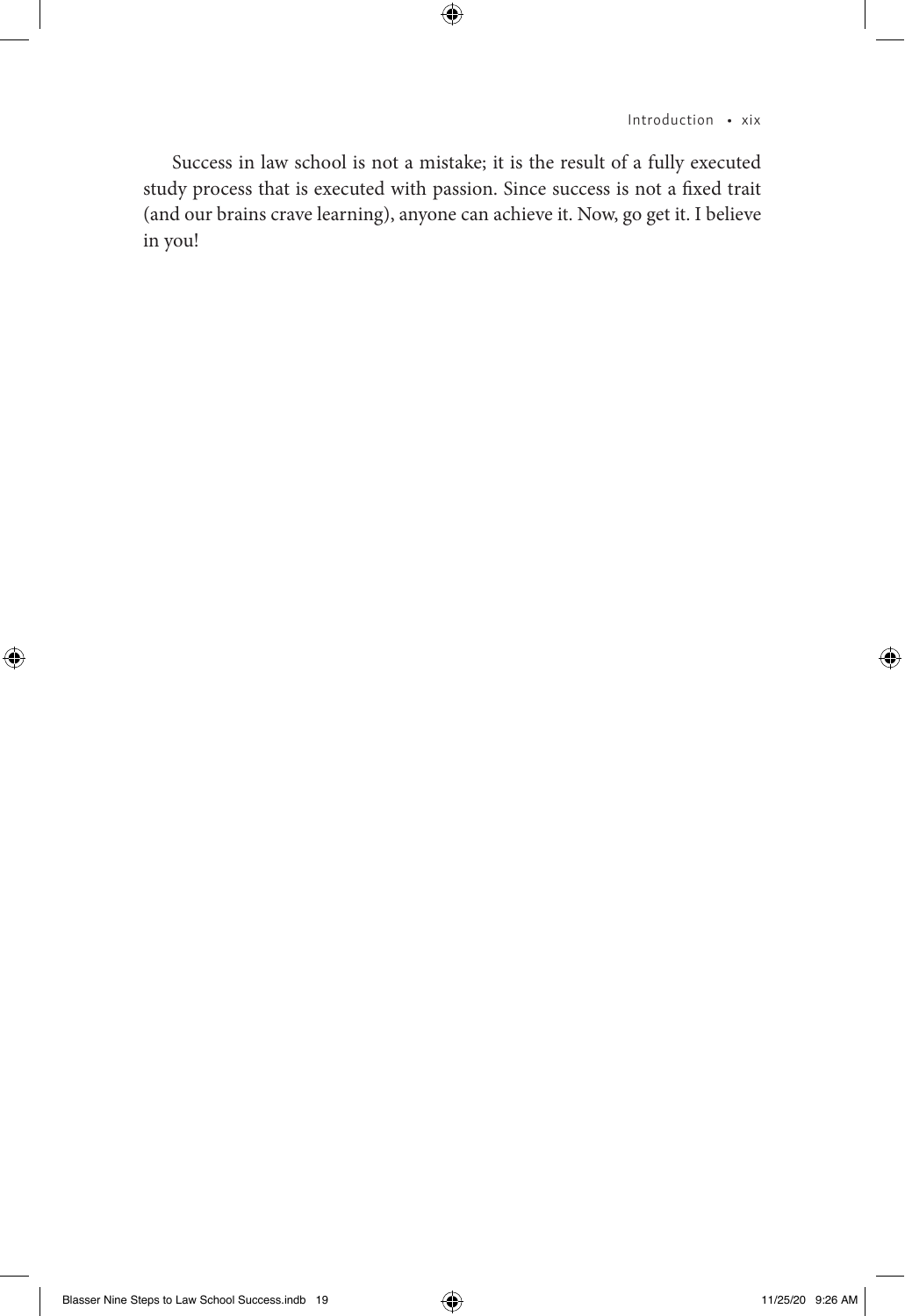Success in law school is not a mistake; it is the result of a fully executed study process that is executed with passion. Since success is not a fixed trait (and our brains crave learning), anyone can achieve it. Now, go get it. I believe in you!